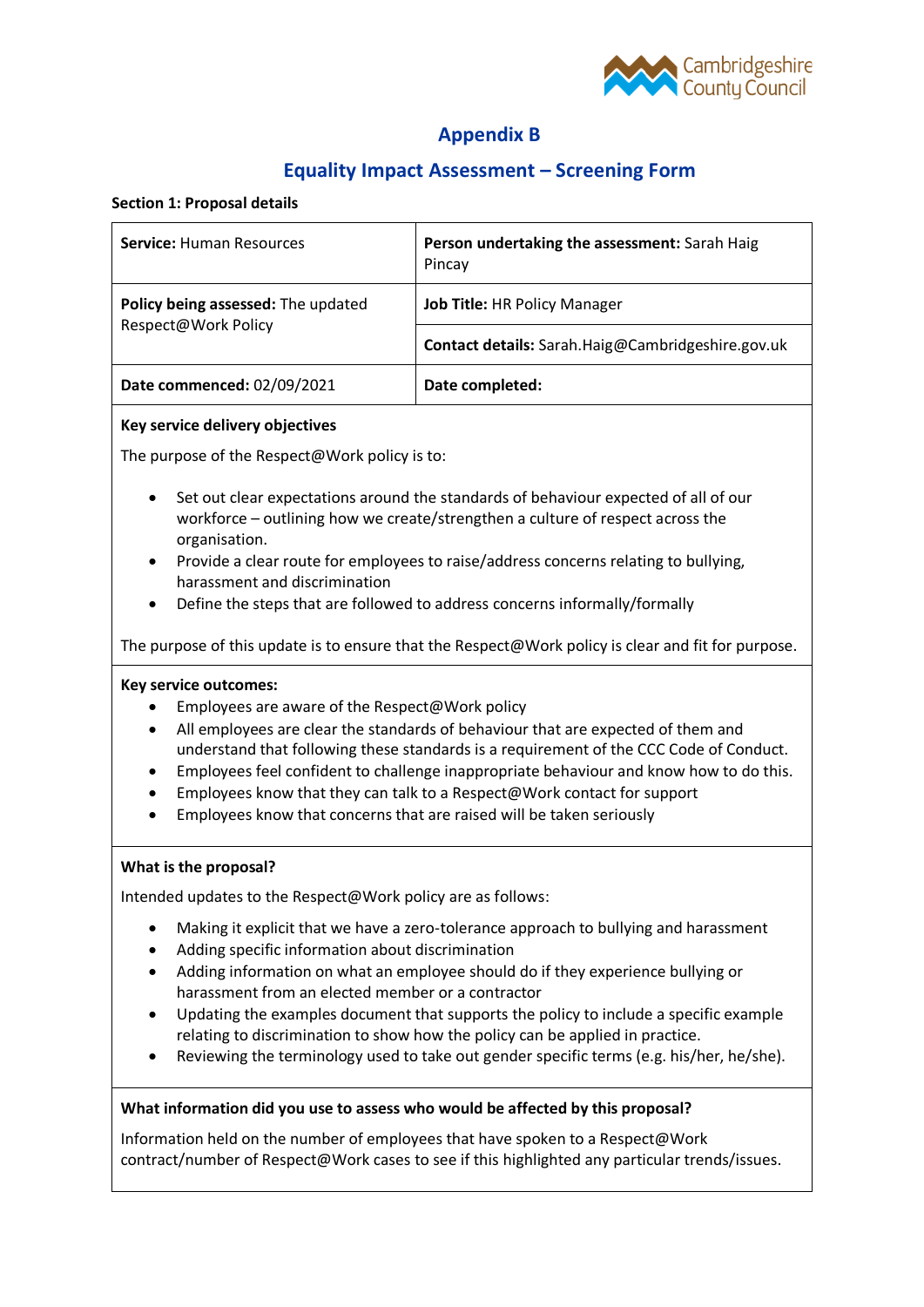# Appendix B

## Equality Impact Assessment – Screening Form

**Section 1: Proposal details**

| **Service:** Human Resources | **Person undertaking the assessment:** Sarah Haig Pincay |
|---|---|
| **Policy being assessed:** The updated Respect@Work Policy | **Job Title:** HR Policy Manager |
| | **Contact details:** Sarah.Haig@Cambridgeshire.gov.uk |
| **Date commenced:** 02/09/2021 | **Date completed:** |

**Key service delivery objectives**

The purpose of the Respect@Work policy is to:

- Set out clear expectations around the standards of behaviour expected of all of our workforce – outlining how we create/strengthen a culture of respect across the organisation.
- Provide a clear route for employees to raise/address concerns relating to bullying, harassment and discrimination
- Define the steps that are followed to address concerns informally/formally

The purpose of this update is to ensure that the Respect@Work policy is clear and fit for purpose.

**Key service outcomes:**

- Employees are aware of the Respect@Work policy
- All employees are clear the standards of behaviour that are expected of them and understand that following these standards is a requirement of the CCC Code of Conduct.
- Employees feel confident to challenge inappropriate behaviour and know how to do this.
- Employees know that they can talk to a Respect@Work contact for support
- Employees know that concerns that are raised will be taken seriously

**What is the proposal?**

Intended updates to the Respect@Work policy are as follows:

- Making it explicit that we have a zero-tolerance approach to bullying and harassment
- Adding specific information about discrimination
- Adding information on what an employee should do if they experience bullying or harassment from an elected member or a contractor
- Updating the examples document that supports the policy to include a specific example relating to discrimination to show how the policy can be applied in practice.
- Reviewing the terminology used to take out gender specific terms (e.g. his/her, he/she).

**What information did you use to assess who would be affected by this proposal?**

Information held on the number of employees that have spoken to a Respect@Work contract/number of Respect@Work cases to see if this highlighted any particular trends/issues.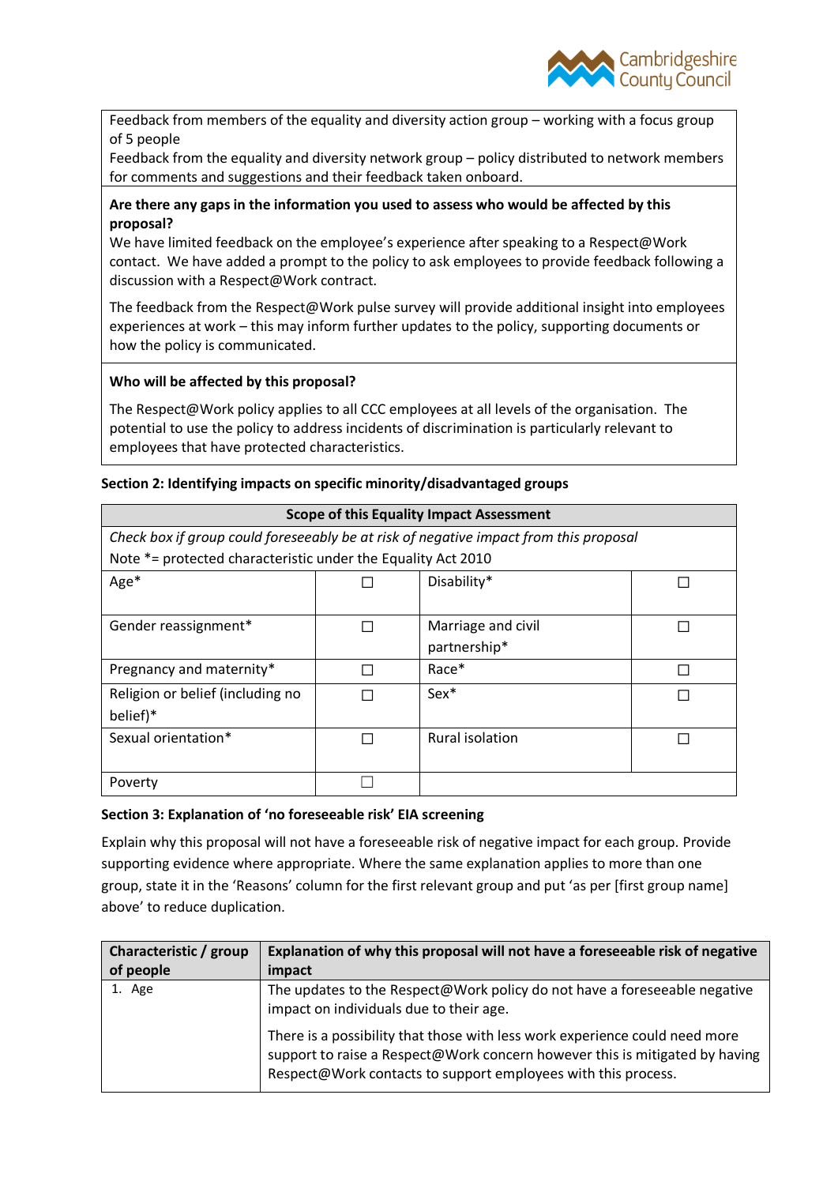Feedback from members of the equality and diversity action group – working with a focus group of 5 people
Feedback from the equality and diversity network group – policy distributed to network members for comments and suggestions and their feedback taken onboard.

**Are there any gaps in the information you used to assess who would be affected by this proposal?**
We have limited feedback on the employee's experience after speaking to a Respect@Work contact. We have added a prompt to the policy to ask employees to provide feedback following a discussion with a Respect@Work contract.

The feedback from the Respect@Work pulse survey will provide additional insight into employees experiences at work – this may inform further updates to the policy, supporting documents or how the policy is communicated.

**Who will be affected by this proposal?**

The Respect@Work policy applies to all CCC employees at all levels of the organisation. The potential to use the policy to address incidents of discrimination is particularly relevant to employees that have protected characteristics.

**Section 2: Identifying impacts on specific minority/disadvantaged groups**

| Scope of this Equality Impact Assessment | | | |
|---|---|---|---|
| *Check box if group could foreseeably be at risk of negative impact from this proposal* Note *= protected characteristic under the Equality Act 2010 | | | |
| Age* | ☐ | Disability* | ☐ |
| Gender reassignment* | ☐ | Marriage and civil partnership* | ☐ |
| Pregnancy and maternity* | ☐ | Race* | ☐ |
| Religion or belief (including no belief)* | ☐ | Sex* | ☐ |
| Sexual orientation* | ☐ | Rural isolation | ☐ |
| Poverty | ☐ | | |

**Section 3: Explanation of 'no foreseeable risk' EIA screening**

Explain why this proposal will not have a foreseeable risk of negative impact for each group. Provide supporting evidence where appropriate. Where the same explanation applies to more than one group, state it in the 'Reasons' column for the first relevant group and put 'as per [first group name] above' to reduce duplication.

| Characteristic / group of people | Explanation of why this proposal will not have a foreseeable risk of negative impact |
|---|---|
| 1. Age | The updates to the Respect@Work policy do not have a foreseeable negative impact on individuals due to their age.<br><br>There is a possibility that those with less work experience could need more support to raise a Respect@Work concern however this is mitigated by having Respect@Work contacts to support employees with this process. |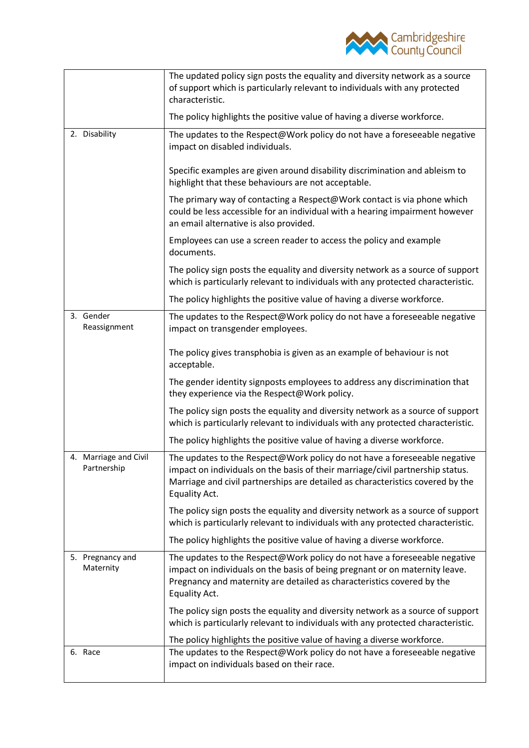| | |
|---|---|
| | The updated policy sign posts the equality and diversity network as a source of support which is particularly relevant to individuals with any protected characteristic.<br><br>The policy highlights the positive value of having a diverse workforce. |
| 2. Disability | The updates to the Respect@Work policy do not have a foreseeable negative impact on disabled individuals.<br><br>Specific examples are given around disability discrimination and ableism to highlight that these behaviours are not acceptable.<br><br>The primary way of contacting a Respect@Work contact is via phone which could be less accessible for an individual with a hearing impairment however an email alternative is also provided.<br><br>Employees can use a screen reader to access the policy and example documents.<br><br>The policy sign posts the equality and diversity network as a source of support which is particularly relevant to individuals with any protected characteristic.<br><br>The policy highlights the positive value of having a diverse workforce. |
| 3. Gender Reassignment | The updates to the Respect@Work policy do not have a foreseeable negative impact on transgender employees.<br><br>The policy gives transphobia is given as an example of behaviour is not acceptable.<br><br>The gender identity signposts employees to address any discrimination that they experience via the Respect@Work policy.<br><br>The policy sign posts the equality and diversity network as a source of support which is particularly relevant to individuals with any protected characteristic.<br><br>The policy highlights the positive value of having a diverse workforce. |
| 4. Marriage and Civil Partnership | The updates to the Respect@Work policy do not have a foreseeable negative impact on individuals on the basis of their marriage/civil partnership status. Marriage and civil partnerships are detailed as characteristics covered by the Equality Act.<br><br>The policy sign posts the equality and diversity network as a source of support which is particularly relevant to individuals with any protected characteristic.<br><br>The policy highlights the positive value of having a diverse workforce. |
| 5. Pregnancy and Maternity | The updates to the Respect@Work policy do not have a foreseeable negative impact on individuals on the basis of being pregnant or on maternity leave. Pregnancy and maternity are detailed as characteristics covered by the Equality Act.<br><br>The policy sign posts the equality and diversity network as a source of support which is particularly relevant to individuals with any protected characteristic.<br><br>The policy highlights the positive value of having a diverse workforce. |
| 6. Race | The updates to the Respect@Work policy do not have a foreseeable negative impact on individuals based on their race. |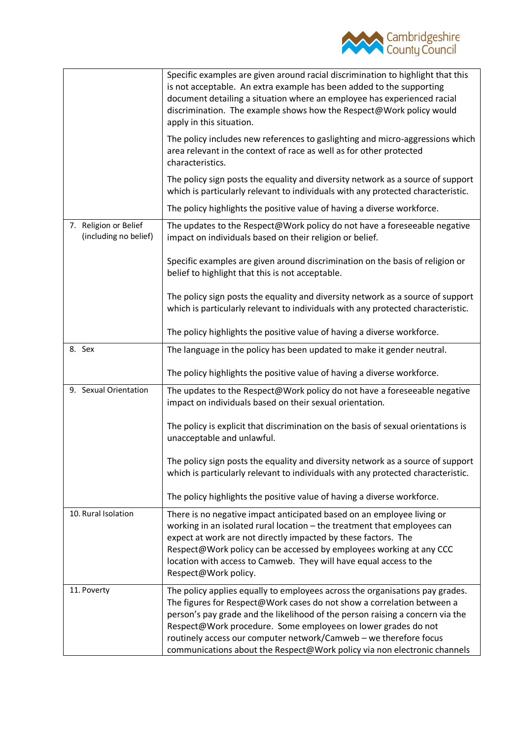| | |
|---|---|
| | Specific examples are given around racial discrimination to highlight that this is not acceptable. An extra example has been added to the supporting document detailing a situation where an employee has experienced racial discrimination. The example shows how the Respect@Work policy would apply in this situation.<br><br>The policy includes new references to gaslighting and micro-aggressions which area relevant in the context of race as well as for other protected characteristics.<br><br>The policy sign posts the equality and diversity network as a source of support which is particularly relevant to individuals with any protected characteristic.<br><br>The policy highlights the positive value of having a diverse workforce. |
| 7. Religion or Belief (including no belief) | The updates to the Respect@Work policy do not have a foreseeable negative impact on individuals based on their religion or belief.<br><br>Specific examples are given around discrimination on the basis of religion or belief to highlight that this is not acceptable.<br><br>The policy sign posts the equality and diversity network as a source of support which is particularly relevant to individuals with any protected characteristic.<br><br>The policy highlights the positive value of having a diverse workforce. |
| 8. Sex | The language in the policy has been updated to make it gender neutral.<br><br>The policy highlights the positive value of having a diverse workforce. |
| 9. Sexual Orientation | The updates to the Respect@Work policy do not have a foreseeable negative impact on individuals based on their sexual orientation.<br><br>The policy is explicit that discrimination on the basis of sexual orientations is unacceptable and unlawful.<br><br>The policy sign posts the equality and diversity network as a source of support which is particularly relevant to individuals with any protected characteristic.<br><br>The policy highlights the positive value of having a diverse workforce. |
| 10. Rural Isolation | There is no negative impact anticipated based on an employee living or working in an isolated rural location – the treatment that employees can expect at work are not directly impacted by these factors. The Respect@Work policy can be accessed by employees working at any CCC location with access to Camweb. They will have equal access to the Respect@Work policy. |
| 11. Poverty | The policy applies equally to employees across the organisations pay grades. The figures for Respect@Work cases do not show a correlation between a person's pay grade and the likelihood of the person raising a concern via the Respect@Work procedure. Some employees on lower grades do not routinely access our computer network/Camweb – we therefore focus communications about the Respect@Work policy via non electronic channels |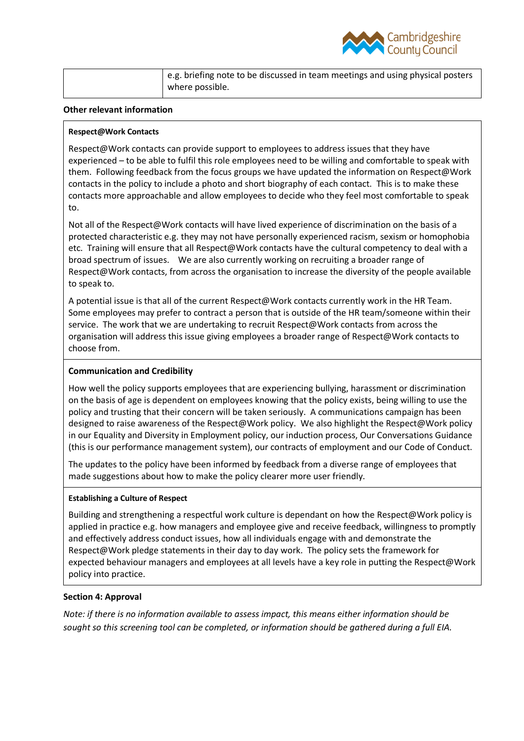| | |
|---|---|
| | e.g. briefing note to be discussed in team meetings and using physical posters where possible. |

**Other relevant information**

**Respect@Work Contacts**

Respect@Work contacts can provide support to employees to address issues that they have experienced – to be able to fulfil this role employees need to be willing and comfortable to speak with them. Following feedback from the focus groups we have updated the information on Respect@Work contacts in the policy to include a photo and short biography of each contact. This is to make these contacts more approachable and allow employees to decide who they feel most comfortable to speak to.

Not all of the Respect@Work contacts will have lived experience of discrimination on the basis of a protected characteristic e.g. they may not have personally experienced racism, sexism or homophobia etc. Training will ensure that all Respect@Work contacts have the cultural competency to deal with a broad spectrum of issues. We are also currently working on recruiting a broader range of Respect@Work contacts, from across the organisation to increase the diversity of the people available to speak to.

A potential issue is that all of the current Respect@Work contacts currently work in the HR Team. Some employees may prefer to contract a person that is outside of the HR team/someone within their service. The work that we are undertaking to recruit Respect@Work contacts from across the organisation will address this issue giving employees a broader range of Respect@Work contacts to choose from.

**Communication and Credibility**

How well the policy supports employees that are experiencing bullying, harassment or discrimination on the basis of age is dependent on employees knowing that the policy exists, being willing to use the policy and trusting that their concern will be taken seriously. A communications campaign has been designed to raise awareness of the Respect@Work policy. We also highlight the Respect@Work policy in our Equality and Diversity in Employment policy, our induction process, Our Conversations Guidance (this is our performance management system), our contracts of employment and our Code of Conduct.

The updates to the policy have been informed by feedback from a diverse range of employees that made suggestions about how to make the policy clearer more user friendly.

**Establishing a Culture of Respect**

Building and strengthening a respectful work culture is dependant on how the Respect@Work policy is applied in practice e.g. how managers and employee give and receive feedback, willingness to promptly and effectively address conduct issues, how all individuals engage with and demonstrate the Respect@Work pledge statements in their day to day work. The policy sets the framework for expected behaviour managers and employees at all levels have a key role in putting the Respect@Work policy into practice.

**Section 4: Approval**

*Note: if there is no information available to assess impact, this means either information should be sought so this screening tool can be completed, or information should be gathered during a full EIA.*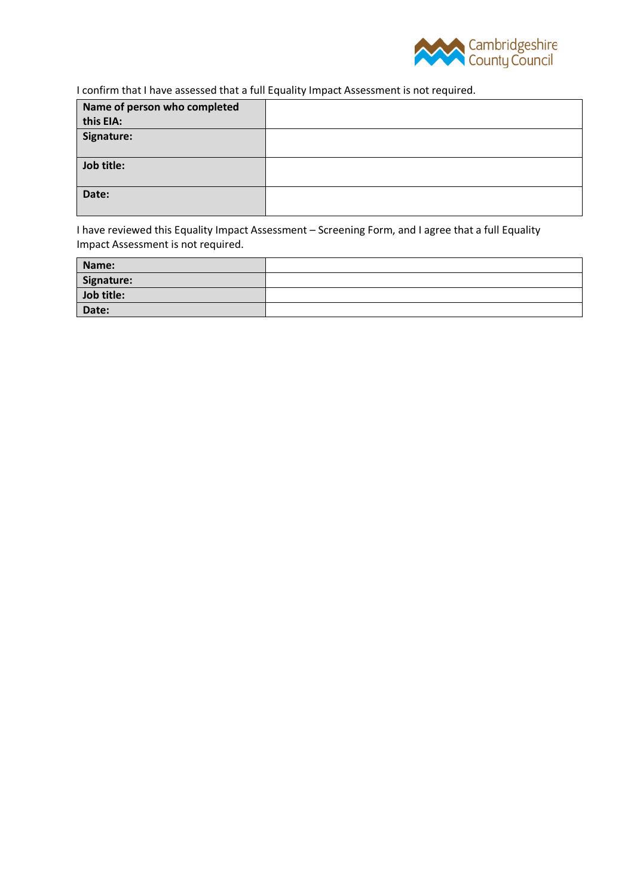I confirm that I have assessed that a full Equality Impact Assessment is not required.

| | |
|---|---|
| **Name of person who completed this EIA:** | |
| **Signature:** | |
| **Job title:** | |
| **Date:** | |

I have reviewed this Equality Impact Assessment – Screening Form, and I agree that a full Equality Impact Assessment is not required.

| | |
|---|---|
| **Name:** | |
| **Signature:** | |
| **Job title:** | |
| **Date:** | |